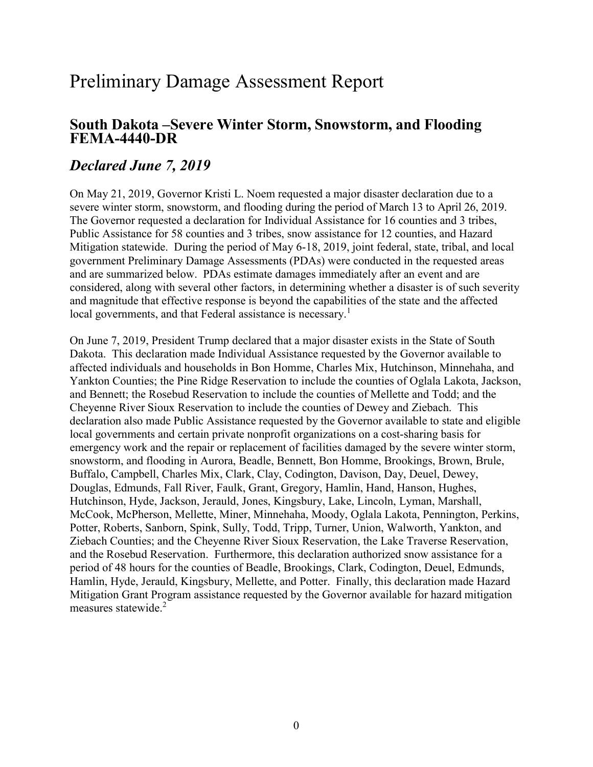# Preliminary Damage Assessment Report

## South Dakota –Severe Winter Storm, Snowstorm, and Flooding FEMA-4440-DR

## *Declared June 7, 2019*

On May 21, 2019, Governor Kristi L. Noem requested a major disaster declaration due to a severe winter storm, snowstorm, and flooding during the period of March 13 to April 26, 2019. The Governor requested a declaration for Individual Assistance for 16 counties and 3 tribes, Public Assistance for 58 counties and 3 tribes, snow assistance for 12 counties, and Hazard Mitigation statewide. During the period of May 6-18, 2019, joint federal, state, tribal, and local government Preliminary Damage Assessments (PDAs) were conducted in the requested areas and are summarized below. PDAs estimate damages immediately after an event and are considered, along with several other factors, in determining whether a disaster is of such severity and magnitude that effective response is beyond the capabilities of the state and the affected local governments, and that Federal assistance is necessary.[1]

On June 7, 2019, President Trump declared that a major disaster exists in the State of South Dakota. This declaration made Individual Assistance requested by the Governor available to affected individuals and households in Bon Homme, Charles Mix, Hutchinson, Minnehaha, and Yankton Counties; the Pine Ridge Reservation to include the counties of Oglala Lakota, Jackson, and Bennett; the Rosebud Reservation to include the counties of Mellette and Todd; and the Cheyenne River Sioux Reservation to include the counties of Dewey and Ziebach. This declaration also made Public Assistance requested by the Governor available to state and eligible local governments and certain private nonprofit organizations on a cost-sharing basis for emergency work and the repair or replacement of facilities damaged by the severe winter storm, snowstorm, and flooding in Aurora, Beadle, Bennett, Bon Homme, Brookings, Brown, Brule, Buffalo, Campbell, Charles Mix, Clark, Clay, Codington, Davison, Day, Deuel, Dewey, Douglas, Edmunds, Fall River, Faulk, Grant, Gregory, Hamlin, Hand, Hanson, Hughes, Hutchinson, Hyde, Jackson, Jerauld, Jones, Kingsbury, Lake, Lincoln, Lyman, Marshall, McCook, McPherson, Mellette, Miner, Minnehaha, Moody, Oglala Lakota, Pennington, Perkins, Potter, Roberts, Sanborn, Spink, Sully, Todd, Tripp, Turner, Union, Walworth, Yankton, and Ziebach Counties; and the Cheyenne River Sioux Reservation, the Lake Traverse Reservation, and the Rosebud Reservation. Furthermore, this declaration authorized snow assistance for a period of 48 hours for the counties of Beadle, Brookings, Clark, Codington, Deuel, Edmunds, Hamlin, Hyde, Jerauld, Kingsbury, Mellette, and Potter. Finally, this declaration made Hazard Mitigation Grant Program assistance requested by the Governor available for hazard mitigation measures statewide.[2]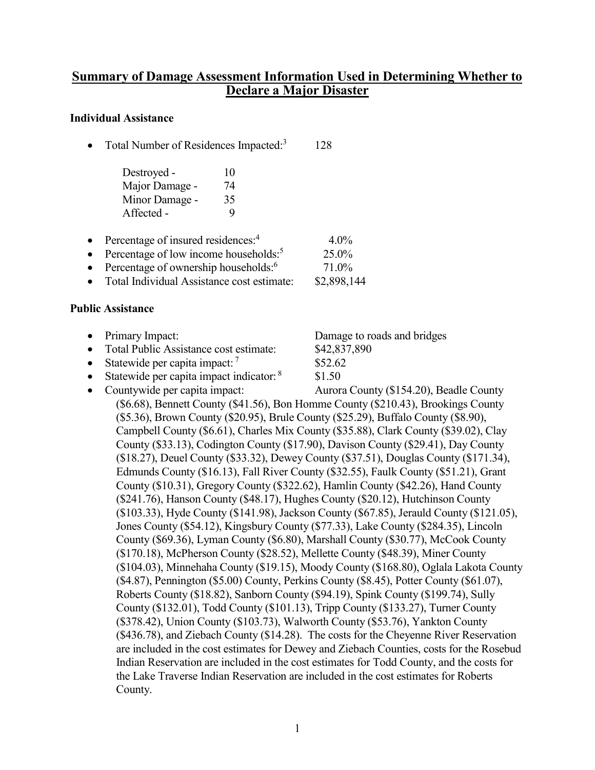## Summary of Damage Assessment Information Used in Determining Whether to Declare a Major Disaster

### Individual Assistance

- Total Number of Residences Impacted:[3] 128

  Destroyed - 10
  Major Damage - 74
  Minor Damage - 35
  Affected - 9

- Percentage of insured residences:[4] 4.0%
- Percentage of low income households:[5] 25.0%
- Percentage of ownership households:[6] 71.0%
- Total Individual Assistance cost estimate: $2,898,144

### Public Assistance

- Primary Impact: Damage to roads and bridges
- Total Public Assistance cost estimate: $42,837,890
- Statewide per capita impact:[7] $52.62
- Statewide per capita impact indicator:[8] $1.50
- Countywide per capita impact: Aurora County ($154.20), Beadle County ($6.68), Bennett County ($41.56), Bon Homme County ($210.43), Brookings County ($5.36), Brown County ($20.95), Brule County ($25.29), Buffalo County ($8.90), Campbell County ($6.61), Charles Mix County ($35.88), Clark County ($39.02), Clay County ($33.13), Codington County ($17.90), Davison County ($29.41), Day County ($18.27), Deuel County ($33.32), Dewey County ($37.51), Douglas County ($171.34), Edmunds County ($16.13), Fall River County ($32.55), Faulk County ($51.21), Grant County ($10.31), Gregory County ($322.62), Hamlin County ($42.26), Hand County ($241.76), Hanson County ($48.17), Hughes County ($20.12), Hutchinson County ($103.33), Hyde County ($141.98), Jackson County ($67.85), Jerauld County ($121.05), Jones County ($54.12), Kingsbury County ($77.33), Lake County ($284.35), Lincoln County ($69.36), Lyman County ($6.80), Marshall County ($30.77), McCook County ($170.18), McPherson County ($28.52), Mellette County ($48.39), Miner County ($104.03), Minnehaha County ($19.15), Moody County ($168.80), Oglala Lakota County ($4.87), Pennington ($5.00) County, Perkins County ($8.45), Potter County ($61.07), Roberts County ($18.82), Sanborn County ($94.19), Spink County ($199.74), Sully County ($132.01), Todd County ($101.13), Tripp County ($133.27), Turner County ($378.42), Union County ($103.73), Walworth County ($53.76), Yankton County ($436.78), and Ziebach County ($14.28). The costs for the Cheyenne River Reservation are included in the cost estimates for Dewey and Ziebach Counties, costs for the Rosebud Indian Reservation are included in the cost estimates for Todd County, and the costs for the Lake Traverse Indian Reservation are included in the cost estimates for Roberts County.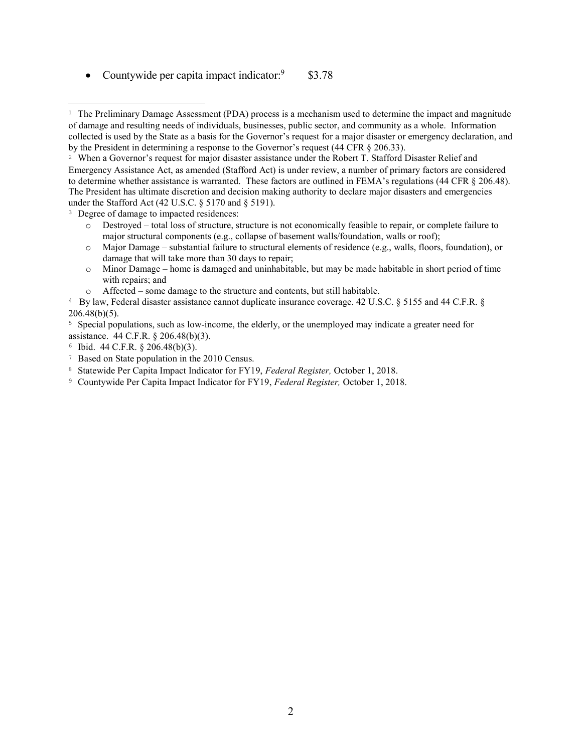- Countywide per capita impact indicator:[9] $3.78

---

[1] The Preliminary Damage Assessment (PDA) process is a mechanism used to determine the impact and magnitude of damage and resulting needs of individuals, businesses, public sector, and community as a whole. Information collected is used by the State as a basis for the Governor's request for a major disaster or emergency declaration, and by the President in determining a response to the Governor's request (44 CFR § 206.33).

[2] When a Governor's request for major disaster assistance under the Robert T. Stafford Disaster Relief and Emergency Assistance Act, as amended (Stafford Act) is under review, a number of primary factors are considered to determine whether assistance is warranted. These factors are outlined in FEMA's regulations (44 CFR § 206.48). The President has ultimate discretion and decision making authority to declare major disasters and emergencies under the Stafford Act (42 U.S.C. § 5170 and § 5191).

[3] Degree of damage to impacted residences:

- Destroyed – total loss of structure, structure is not economically feasible to repair, or complete failure to major structural components (e.g., collapse of basement walls/foundation, walls or roof);
- Major Damage – substantial failure to structural elements of residence (e.g., walls, floors, foundation), or damage that will take more than 30 days to repair;
- Minor Damage – home is damaged and uninhabitable, but may be made habitable in short period of time with repairs; and
- Affected – some damage to the structure and contents, but still habitable.

[4] By law, Federal disaster assistance cannot duplicate insurance coverage. 42 U.S.C. § 5155 and 44 C.F.R. § 206.48(b)(5).

[5] Special populations, such as low-income, the elderly, or the unemployed may indicate a greater need for assistance. 44 C.F.R. § 206.48(b)(3).

[6] Ibid. 44 C.F.R. § 206.48(b)(3).

[7] Based on State population in the 2010 Census.

[8] Statewide Per Capita Impact Indicator for FY19, *Federal Register,* October 1, 2018.

[9] Countywide Per Capita Impact Indicator for FY19, *Federal Register,* October 1, 2018.